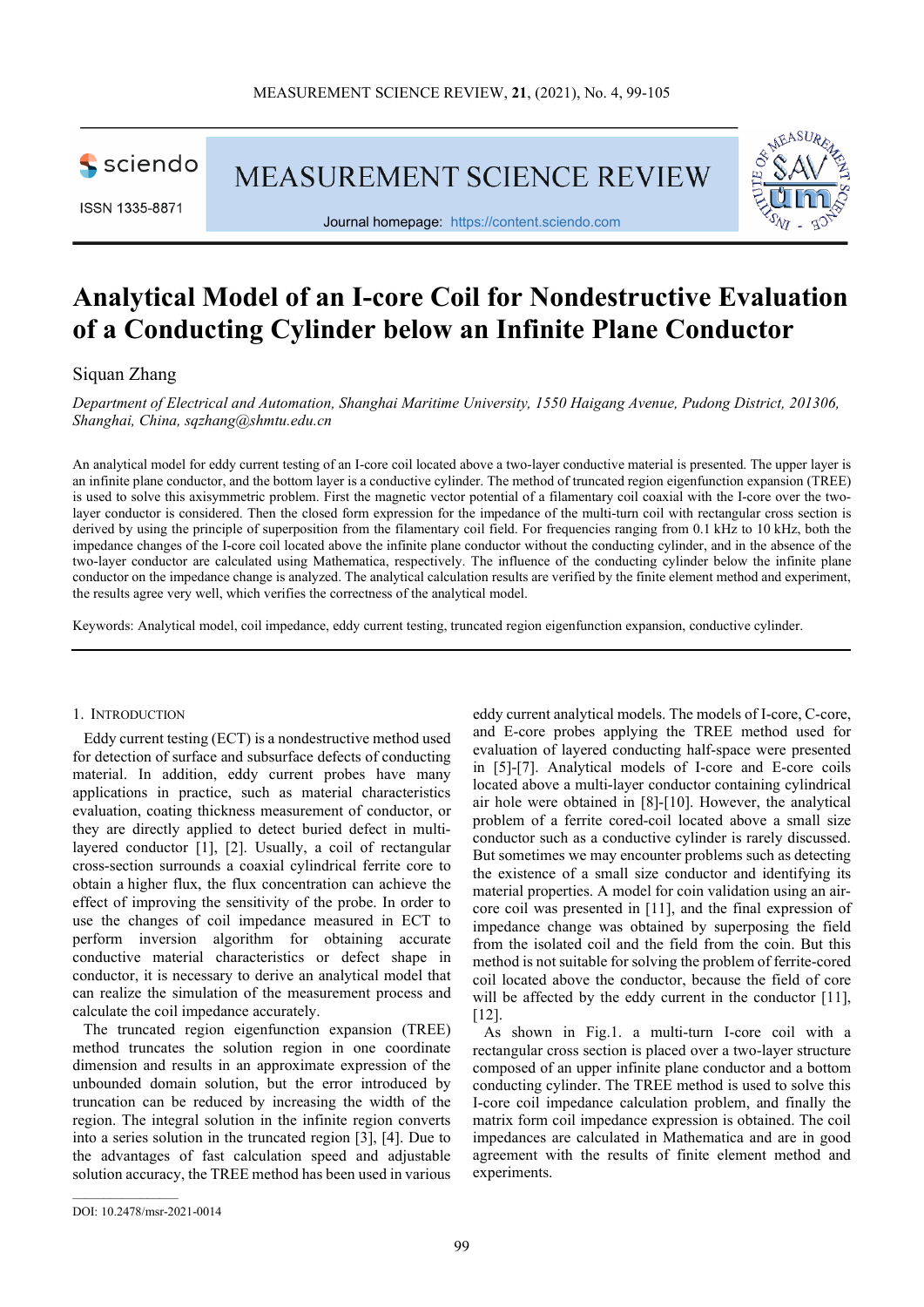# Analytical Model of an I-core Coil for Nondestructive Evaluation of a Conducting Cylinder below an Infinite Plane Conductor

Siquan Zhang

*Department of Electrical and Automation, Shanghai Maritime University, 1550 Haigang Avenue, Pudong District, 201306, Shanghai, China, sqzhang@shmtu.edu.cn*

An analytical model for eddy current testing of an I-core coil located above a two-layer conductive material is presented. The upper layer is an infinite plane conductor, and the bottom layer is a conductive cylinder. The method of truncated region eigenfunction expansion (TREE) is used to solve this axisymmetric problem. First the magnetic vector potential of a filamentary coil coaxial with the I-core over the two-layer conductor is considered. Then the closed form expression for the impedance of the multi-turn coil with rectangular cross section is derived by using the principle of superposition from the filamentary coil field. For frequencies ranging from 0.1 kHz to 10 kHz, both the impedance changes of the I-core coil located above the infinite plane conductor without the conducting cylinder, and in the absence of the two-layer conductor are calculated using Mathematica, respectively. The influence of the conducting cylinder below the infinite plane conductor on the impedance change is analyzed. The analytical calculation results are verified by the finite element method and experiment, the results agree very well, which verifies the correctness of the analytical model.

Keywords: Analytical model, coil impedance, eddy current testing, truncated region eigenfunction expansion, conductive cylinder.

## 1. Introduction

Eddy current testing (ECT) is a nondestructive method used for detection of surface and subsurface defects of conducting material. In addition, eddy current probes have many applications in practice, such as material characteristics evaluation, coating thickness measurement of conductor, or they are directly applied to detect buried defect in multi-layered conductor [1], [2]. Usually, a coil of rectangular cross-section surrounds a coaxial cylindrical ferrite core to obtain a higher flux, the flux concentration can achieve the effect of improving the sensitivity of the probe. In order to use the changes of coil impedance measured in ECT to perform inversion algorithm for obtaining accurate conductive material characteristics or defect shape in conductor, it is necessary to derive an analytical model that can realize the simulation of the measurement process and calculate the coil impedance accurately.

The truncated region eigenfunction expansion (TREE) method truncates the solution region in one coordinate dimension and results in an approximate expression of the unbounded domain solution, but the error introduced by truncation can be reduced by increasing the width of the region. The integral solution in the infinite region converts into a series solution in the truncated region [3], [4]. Due to the advantages of fast calculation speed and adjustable solution accuracy, the TREE method has been used in various eddy current analytical models. The models of I-core, C-core, and E-core probes applying the TREE method used for evaluation of layered conducting half-space were presented in [5]-[7]. Analytical models of I-core and E-core coils located above a multi-layer conductor containing cylindrical air hole were obtained in [8]-[10]. However, the analytical problem of a ferrite cored-coil located above a small size conductor such as a conductive cylinder is rarely discussed. But sometimes we may encounter problems such as detecting the existence of a small size conductor and identifying its material properties. A model for coin validation using an air-core coil was presented in [11], and the final expression of impedance change was obtained by superposing the field from the isolated coil and the field from the coin. But this method is not suitable for solving the problem of ferrite-cored coil located above the conductor, because the field of core will be affected by the eddy current in the conductor [11], [12].

As shown in Fig.1. a multi-turn I-core coil with a rectangular cross section is placed over a two-layer structure composed of an upper infinite plane conductor and a bottom conducting cylinder. The TREE method is used to solve this I-core coil impedance calculation problem, and finally the matrix form coil impedance expression is obtained. The coil impedances are calculated in Mathematica and are in good agreement with the results of finite element method and experiments.

DOI: 10.2478/msr-2021-0014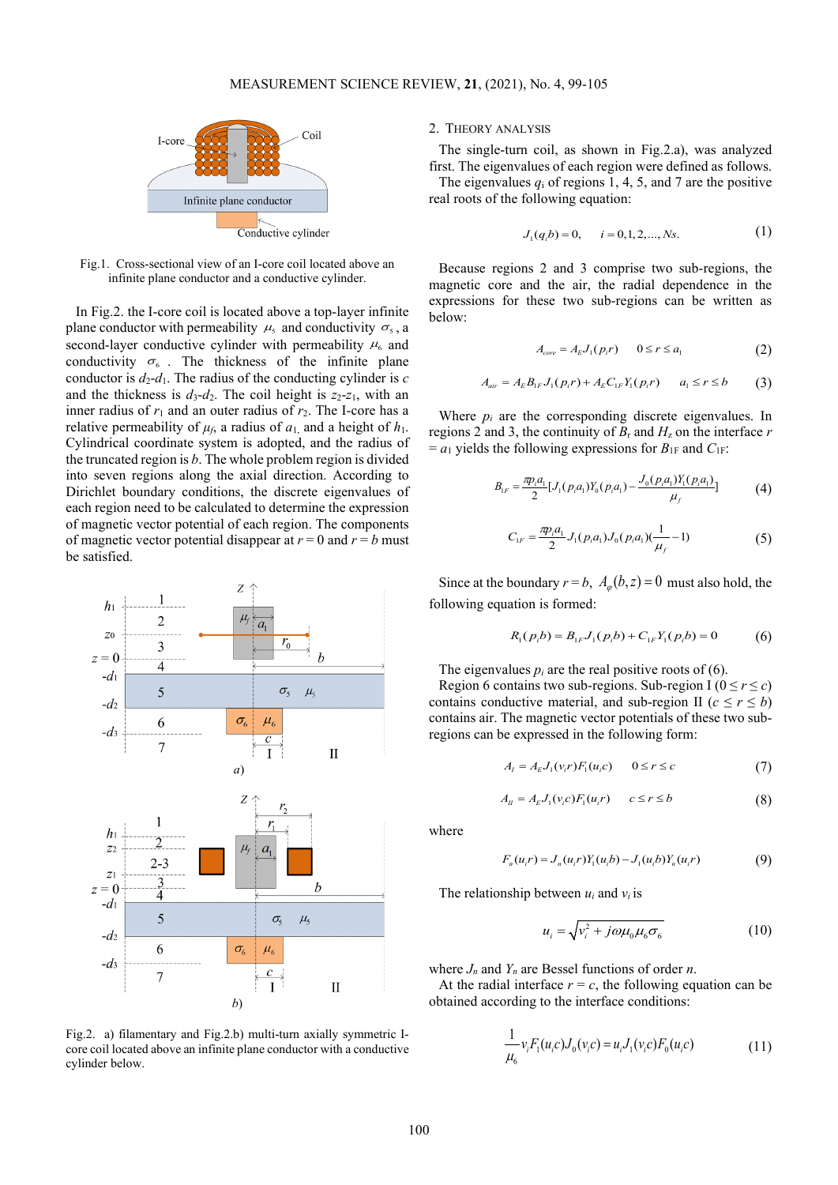Fig.1. Cross-sectional view of an I-core coil located above an infinite plane conductor and a conductive cylinder.

In Fig.2. the I-core coil is located above a top-layer infinite plane conductor with permeability $\mu_5$ and conductivity $\sigma_5$, a second-layer conductive cylinder with permeability $\mu_6$ and conductivity $\sigma_6$. The thickness of the infinite plane conductor is $d_2$-$d_1$. The radius of the conducting cylinder is $c$ and the thickness is $d_3$-$d_2$. The coil height is $z_2$-$z_1$, with an inner radius of $r_1$ and an outer radius of $r_2$. The I-core has a relative permeability of $\mu_f$, a radius of $a_1$, and a height of $h_1$. Cylindrical coordinate system is adopted, and the radius of the truncated region is $b$. The whole problem region is divided into seven regions along the axial direction. According to Dirichlet boundary conditions, the discrete eigenvalues of each region need to be calculated to determine the expression of magnetic vector potential of each region. The components of magnetic vector potential disappear at $r = 0$ and $r = b$ must be satisfied.

Fig.2. a) filamentary and Fig.2.b) multi-turn axially symmetric I-core coil located above an infinite plane conductor with a conductive cylinder below.

## 2. Theory Analysis

The single-turn coil, as shown in Fig.2.a), was analyzed first. The eigenvalues of each region were defined as follows.

The eigenvalues $q_i$ of regions 1, 4, 5, and 7 are the positive real roots of the following equation:

$$J_1(q_i b) = 0, \quad i = 0,1,2,...,Ns. \tag{1}$$

Because regions 2 and 3 comprise two sub-regions, the magnetic core and the air, the radial dependence in the expressions for these two sub-regions can be written as below:

$$A_{core} = A_E J_1(p_i r) \quad 0 \le r \le a_1 \tag{2}$$

$$A_{air} = A_E B_{1F} J_1(p_i r) + A_E C_{1F} Y_1(p_i r) \quad a_1 \le r \le b \tag{3}$$

Where $p_i$ are the corresponding discrete eigenvalues. In regions 2 and 3, the continuity of $B_r$ and $H_z$ on the interface $r = a_1$ yields the following expressions for $B_{1F}$ and $C_{1F}$:

$$B_{1F} = \frac{\pi p_i a_1}{2}[J_1(p_i a_1)Y_0(p_i a_1) - \frac{J_0(p_i a_1)Y_1(p_i a_1)}{\mu_f}] \tag{4}$$

$$C_{1F} = \frac{\pi p_i a_1}{2} J_1(p_i a_1) J_0(p_i a_1)(\frac{1}{\mu_f} - 1) \tag{5}$$

Since at the boundary $r = b$, $A_\varphi(b, z) = 0$ must also hold, the following equation is formed:

$$R_1(p_i b) = B_{1F} J_1(p_i b) + C_{1F} Y_1(p_i b) = 0 \tag{6}$$

The eigenvalues $p_i$ are the real positive roots of (6).

Region 6 contains two sub-regions. Sub-region I ($0 \le r \le c$) contains conductive material, and sub-region II ($c \le r \le b$) contains air. The magnetic vector potentials of these two sub-regions can be expressed in the following form:

$$A_I = A_E J_1(v_i r) F_1(u_i c) \quad 0 \le r \le c \tag{7}$$

$$A_{II} = A_E J_1(v_i c) F_1(u_i r) \quad c \le r \le b \tag{8}$$

where

$$F_n(u_i r) = J_n(u_i r) Y_1(u_i b) - J_1(u_i b) Y_n(u_i r) \tag{9}$$

The relationship between $u_i$ and $v_i$ is

$$u_i = \sqrt{v_i^2 + j\omega\mu_0\mu_6\sigma_6} \tag{10}$$

where $J_n$ and $Y_n$ are Bessel functions of order $n$.

At the radial interface $r = c$, the following equation can be obtained according to the interface conditions:

$$\frac{1}{\mu_6} v_i F_1(u_i c) J_0(v_i c) = u_i J_1(v_i c) F_0(u_i c) \tag{11}$$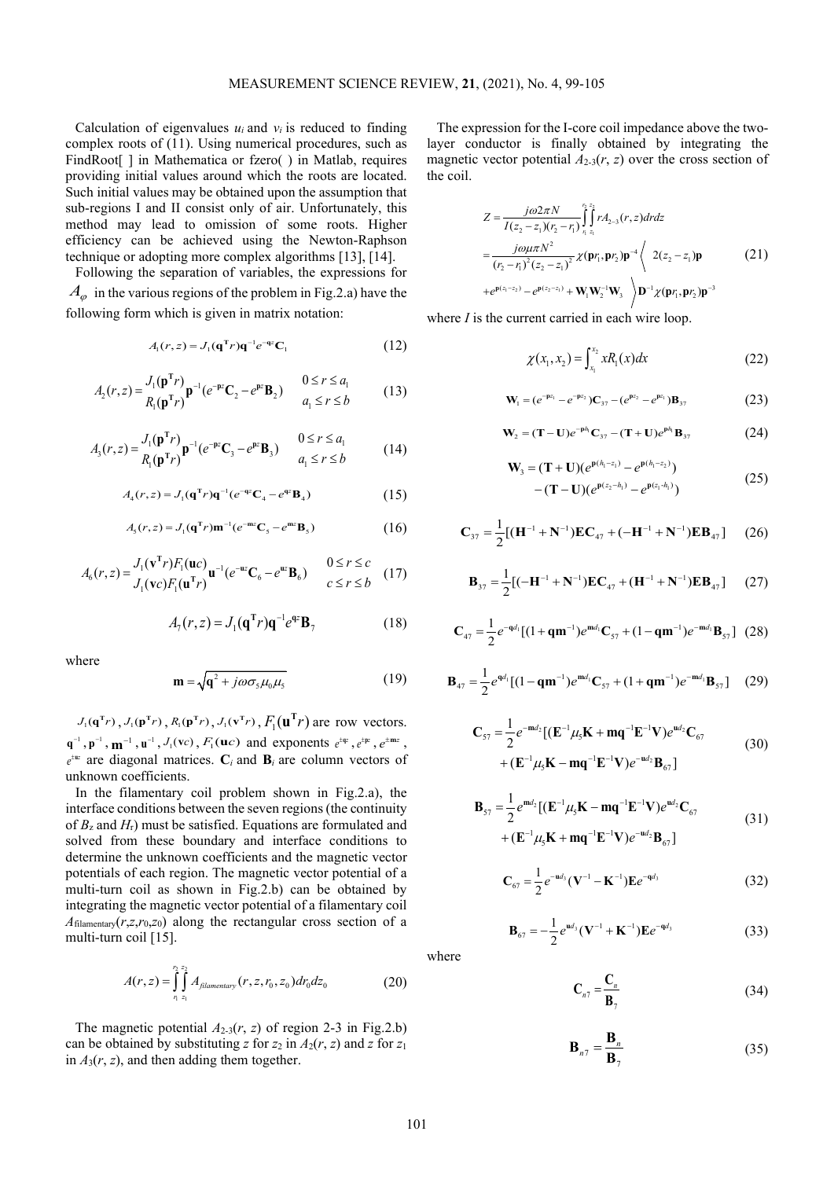Calculation of eigenvalues $u_i$ and $v_i$ is reduced to finding complex roots of (11). Using numerical procedures, such as FindRoot[ ] in Mathematica or fzero( ) in Matlab, requires providing initial values around which the roots are located. Such initial values may be obtained upon the assumption that sub-regions I and II consist only of air. Unfortunately, this method may lead to omission of some roots. Higher efficiency can be achieved using the Newton-Raphson technique or adopting more complex algorithms [13], [14].

Following the separation of variables, the expressions for $A_\varphi$ in the various regions of the problem in Fig.2.a) have the following form which is given in matrix notation:

$$A_1(r,z) = J_1(\mathbf{q}^{\mathbf{T}} r)\mathbf{q}^{-1} e^{-\mathbf{q}z}\mathbf{C}_1 \tag{12}$$

$$A_2(r,z) = \begin{matrix} J_1(\mathbf{p}^{\mathbf{T}} r) \\ R_1(\mathbf{p}^{\mathbf{T}} r) \end{matrix} \mathbf{p}^{-1}(e^{-\mathbf{p}z}\mathbf{C}_2 - e^{\mathbf{p}z}\mathbf{B}_2) \quad \begin{matrix} 0 \le r \le a_1 \\ a_1 \le r \le b \end{matrix} \tag{13}$$

$$A_3(r,z) = \begin{matrix} J_1(\mathbf{p}^{\mathbf{T}} r) \\ R_1(\mathbf{p}^{\mathbf{T}} r) \end{matrix} \mathbf{p}^{-1}(e^{-\mathbf{p}z}\mathbf{C}_3 - e^{\mathbf{p}z}\mathbf{B}_3) \quad \begin{matrix} 0 \le r \le a_1 \\ a_1 \le r \le b \end{matrix} \tag{14}$$

$$A_4(r,z) = J_1(\mathbf{q}^{\mathbf{T}} r)\mathbf{q}^{-1}(e^{-\mathbf{q}z}\mathbf{C}_4 - e^{\mathbf{q}z}\mathbf{B}_4) \tag{15}$$

$$A_5(r,z) = J_1(\mathbf{q}^{\mathbf{T}} r)\mathbf{m}^{-1}(e^{-\mathbf{m}z}\mathbf{C}_5 - e^{\mathbf{m}z}\mathbf{B}_5) \tag{16}$$

$$A_6(r,z) = \begin{matrix} J_1(\mathbf{v}^{\mathbf{T}} r)F_1(\mathbf{u}c) \\ J_1(\mathbf{v}c)F_1(\mathbf{u}^{\mathbf{T}} r) \end{matrix} \mathbf{u}^{-1}(e^{-\mathbf{u}z}\mathbf{C}_6 - e^{\mathbf{u}z}\mathbf{B}_6) \quad \begin{matrix} 0 \le r \le c \\ c \le r \le b \end{matrix} \tag{17}$$

$$A_7(r,z) = J_1(\mathbf{q}^{\mathbf{T}} r)\mathbf{q}^{-1} e^{\mathbf{q}z}\mathbf{B}_7 \tag{18}$$

where

$$\mathbf{m} = \sqrt{\mathbf{q}^2 + j\omega\sigma_5\mu_0\mu_5} \tag{19}$$

$J_1(\mathbf{q}^{\mathbf{T}} r)$, $J_1(\mathbf{p}^{\mathbf{T}} r)$, $R_1(\mathbf{p}^{\mathbf{T}} r)$, $J_1(\mathbf{v}^{\mathbf{T}} r)$, $F_1(\mathbf{u}^{\mathbf{T}} r)$ are row vectors. $\mathbf{q}^{-1}$, $\mathbf{p}^{-1}$, $\mathbf{m}^{-1}$, $\mathbf{u}^{-1}$, $J_1(\mathbf{v}c)$, $F_1(\mathbf{u}c)$ and exponents $e^{\pm\mathbf{q}z}$, $e^{\pm\mathbf{p}z}$, $e^{\pm\mathbf{m}z}$, $e^{\pm\mathbf{u}z}$ are diagonal matrices. $\mathbf{C}_i$ and $\mathbf{B}_i$ are column vectors of unknown coefficients.

In the filamentary coil problem shown in Fig.2.a), the interface conditions between the seven regions (the continuity of $B_z$ and $H_r$) must be satisfied. Equations are formulated and solved from these boundary and interface conditions to determine the unknown coefficients and the magnetic vector potentials of each region. The magnetic vector potential of a multi-turn coil as shown in Fig.2.b) can be obtained by integrating the magnetic vector potential of a filamentary coil $A_{\text{filamentary}}(r,z,r_0,z_0)$ along the rectangular cross section of a multi-turn coil [15].

$$A(r,z) = \int_{r_1}^{r_2}\int_{z_1}^{z_2} A_{filamentary}(r,z,r_0,z_0)\,dr_0 dz_0 \tag{20}$$

The magnetic potential $A_{2\text{-}3}(r, z)$ of region 2-3 in Fig.2.b) can be obtained by substituting $z$ for $z_2$ in $A_2(r, z)$ and $z$ for $z_1$ in $A_3(r, z)$, and then adding them together.

The expression for the I-core coil impedance above the two-layer conductor is finally obtained by integrating the magnetic vector potential $A_{2\text{-}3}(r, z)$ over the cross section of the coil.

$$\begin{aligned} Z &= \frac{j\omega 2\pi N}{I(z_2 - z_1)(r_2 - r_1)} \int_{r_1}^{r_2}\int_{z_1}^{z_2} r A_{2-3}(r,z)\,dr dz \\ &= \frac{j\omega\mu\pi N^2}{(r_2 - r_1)^2 (z_2 - z_1)^2} \chi(\mathbf{p}r_1, \mathbf{p}r_2)\mathbf{p}^{-4} \Big\langle 2(z_2 - z_1)\mathbf{p} \\ &+ e^{\mathbf{p}(z_1 - z_2)} - e^{\mathbf{p}(z_2 - z_1)} + \mathbf{W}_1\mathbf{W}_2^{-1}\mathbf{W}_3 \Big\rangle \mathbf{D}^{-1}\chi(\mathbf{p}r_1, \mathbf{p}r_2)\mathbf{p}^{-3} \end{aligned} \tag{21}$$

where $I$ is the current carried in each wire loop.

$$\chi(x_1, x_2) = \int_{x_1}^{x_2} x R_1(x)\,dx \tag{22}$$

$$\mathbf{W}_1 = (e^{-\mathbf{p}z_1} - e^{-\mathbf{p}z_2})\mathbf{C}_{37} - (e^{\mathbf{p}z_2} - e^{\mathbf{p}z_1})\mathbf{B}_{37} \tag{23}$$

$$\mathbf{W}_2 = (\mathbf{T} - \mathbf{U})e^{-\mathbf{p}h_1}\mathbf{C}_{37} - (\mathbf{T} + \mathbf{U})e^{\mathbf{p}h_1}\mathbf{B}_{37} \tag{24}$$

$$\begin{aligned} \mathbf{W}_3 &= (\mathbf{T} + \mathbf{U})(e^{\mathbf{p}(h_1 - z_1)} - e^{\mathbf{p}(h_1 - z_2)}) \\ &- (\mathbf{T} - \mathbf{U})(e^{\mathbf{p}(z_2 - h_1)} - e^{\mathbf{p}(z_1 - h_1)}) \end{aligned} \tag{25}$$

$$\mathbf{C}_{37} = \frac{1}{2}[(\mathbf{H}^{-1} + \mathbf{N}^{-1})\mathbf{E}\mathbf{C}_{47} + (-\mathbf{H}^{-1} + \mathbf{N}^{-1})\mathbf{E}\mathbf{B}_{47}] \tag{26}$$

$$\mathbf{B}_{37} = \frac{1}{2}[(-\mathbf{H}^{-1} + \mathbf{N}^{-1})\mathbf{E}\mathbf{C}_{47} + (\mathbf{H}^{-1} + \mathbf{N}^{-1})\mathbf{E}\mathbf{B}_{47}] \tag{27}$$

$$\mathbf{C}_{47} = \frac{1}{2}e^{-\mathbf{q}d_1}[(1 + \mathbf{q}\mathbf{m}^{-1})e^{\mathbf{m}d_1}\mathbf{C}_{57} + (1 - \mathbf{q}\mathbf{m}^{-1})e^{-\mathbf{m}d_1}\mathbf{B}_{57}] \tag{28}$$

$$\mathbf{B}_{47} = \frac{1}{2}e^{\mathbf{q}d_1}[(1 - \mathbf{q}\mathbf{m}^{-1})e^{\mathbf{m}d_1}\mathbf{C}_{57} + (1 + \mathbf{q}\mathbf{m}^{-1})e^{-\mathbf{m}d_1}\mathbf{B}_{57}] \tag{29}$$

$$\begin{aligned} \mathbf{C}_{57} &= \frac{1}{2}e^{-\mathbf{m}d_2}[(\mathbf{E}^{-1}\mu_5\mathbf{K} + \mathbf{m}\mathbf{q}^{-1}\mathbf{E}^{-1}\mathbf{V})e^{\mathbf{u}d_2}\mathbf{C}_{67} \\ &+ (\mathbf{E}^{-1}\mu_5\mathbf{K} - \mathbf{m}\mathbf{q}^{-1}\mathbf{E}^{-1}\mathbf{V})e^{-\mathbf{u}d_2}\mathbf{B}_{67}] \end{aligned} \tag{30}$$

$$\begin{aligned} \mathbf{B}_{57} &= \frac{1}{2}e^{\mathbf{m}d_2}[(\mathbf{E}^{-1}\mu_5\mathbf{K} - \mathbf{m}\mathbf{q}^{-1}\mathbf{E}^{-1}\mathbf{V})e^{\mathbf{u}d_2}\mathbf{C}_{67} \\ &+ (\mathbf{E}^{-1}\mu_5\mathbf{K} + \mathbf{m}\mathbf{q}^{-1}\mathbf{E}^{-1}\mathbf{V})e^{-\mathbf{u}d_2}\mathbf{B}_{67}] \end{aligned} \tag{31}$$

$$\mathbf{C}_{67} = \frac{1}{2}e^{-\mathbf{u}d_3}(\mathbf{V}^{-1} - \mathbf{K}^{-1})\mathbf{E}e^{\mathbf{q}d_3} \tag{32}$$

$$\mathbf{B}_{67} = -\frac{1}{2}e^{\mathbf{u}d_3}(\mathbf{V}^{-1} + \mathbf{K}^{-1})\mathbf{E}e^{-\mathbf{q}d_3} \tag{33}$$

where

$$\mathbf{C}_{n7} = \frac{\mathbf{C}_n}{\mathbf{B}_7} \tag{34}$$

$$\mathbf{B}_{n7} = \frac{\mathbf{B}_n}{\mathbf{B}_7} \tag{35}$$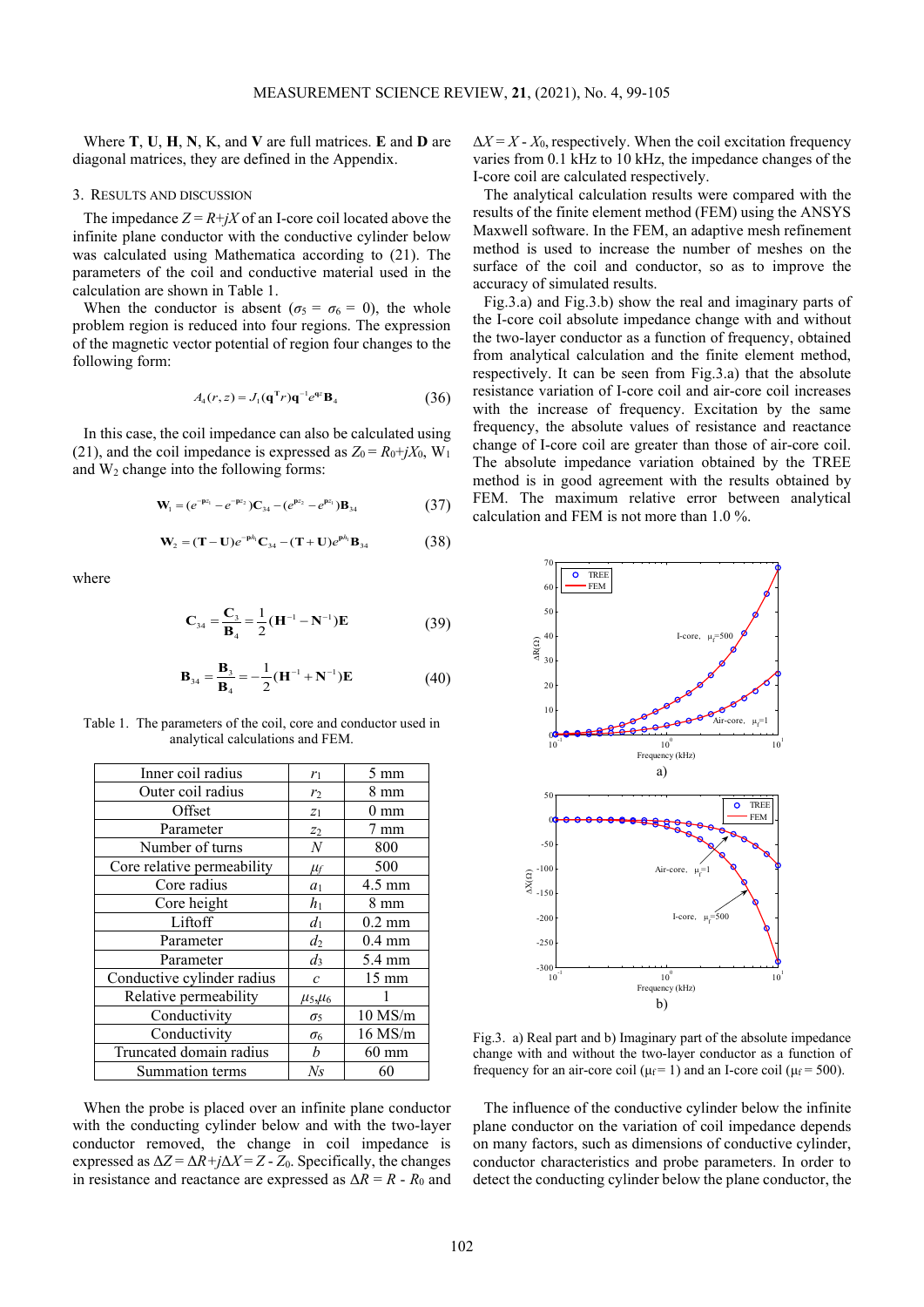Where **T**, **U**, **H**, **N**, K, and **V** are full matrices. **E** and **D** are diagonal matrices, they are defined in the Appendix.

## 3. Results and discussion

The impedance $Z = R+jX$ of an I-core coil located above the infinite plane conductor with the conductive cylinder below was calculated using Mathematica according to (21). The parameters of the coil and conductive material used in the calculation are shown in Table 1.

When the conductor is absent ($\sigma_5 = \sigma_6 = 0$), the whole problem region is reduced into four regions. The expression of the magnetic vector potential of region four changes to the following form:

$$A_4(r,z) = J_1(\mathbf{q}^{\mathrm{T}} r)\mathbf{q}^{-1}e^{\mathbf{q}z}\mathbf{B}_4 \tag{36}$$

In this case, the coil impedance can also be calculated using (21), and the coil impedance is expressed as $Z_0 = R_0+jX_0$, $W_1$ and $W_2$ change into the following forms:

$$\mathbf{W}_1 = (e^{-\mathbf{p}z_1} - e^{-\mathbf{p}z_2})\mathbf{C}_{34} - (e^{\mathbf{p}z_2} - e^{\mathbf{p}z_1})\mathbf{B}_{34} \tag{37}$$

$$\mathbf{W}_2 = (\mathbf{T}-\mathbf{U})e^{-\mathbf{p}h_1}\mathbf{C}_{34} - (\mathbf{T}+\mathbf{U})e^{\mathbf{p}h_1}\mathbf{B}_{34} \tag{38}$$

where

$$\mathbf{C}_{34} = \frac{\mathbf{C}_3}{\mathbf{B}_4} = \frac{1}{2}(\mathbf{H}^{-1} - \mathbf{N}^{-1})\mathbf{E} \tag{39}$$

$$\mathbf{B}_{34} = \frac{\mathbf{B}_3}{\mathbf{B}_4} = -\frac{1}{2}(\mathbf{H}^{-1} + \mathbf{N}^{-1})\mathbf{E} \tag{40}$$

Table 1. The parameters of the coil, core and conductor used in analytical calculations and FEM.

| Inner coil radius | $r_1$ | 5 mm |
|---|---|---|
| Outer coil radius | $r_2$ | 8 mm |
| Offset | $z_1$ | 0 mm |
| Parameter | $z_2$ | 7 mm |
| Number of turns | $N$ | 800 |
| Core relative permeability | $\mu_f$ | 500 |
| Core radius | $a_1$ | 4.5 mm |
| Core height | $h_1$ | 8 mm |
| Liftoff | $d_1$ | 0.2 mm |
| Parameter | $d_2$ | 0.4 mm |
| Parameter | $d_3$ | 5.4 mm |
| Conductive cylinder radius | $c$ | 15 mm |
| Relative permeability | $\mu_5$,$\mu_6$ | 1 |
| Conductivity | $\sigma_5$ | 10 MS/m |
| Conductivity | $\sigma_6$ | 16 MS/m |
| Truncated domain radius | $b$ | 60 mm |
| Summation terms | $Ns$ | 60 |

When the probe is placed over an infinite plane conductor with the conducting cylinder below and with the two-layer conductor removed, the change in coil impedance is expressed as $\Delta Z = \Delta R+j\Delta X = Z - Z_0$. Specifically, the changes in resistance and reactance are expressed as $\Delta R = R - R_0$ and $\Delta X = X - X_0$, respectively. When the coil excitation frequency varies from 0.1 kHz to 10 kHz, the impedance changes of the I-core coil are calculated respectively.

The analytical calculation results were compared with the results of the finite element method (FEM) using the ANSYS Maxwell software. In the FEM, an adaptive mesh refinement method is used to increase the number of meshes on the surface of the coil and conductor, so as to improve the accuracy of simulated results.

Fig.3.a) and Fig.3.b) show the real and imaginary parts of the I-core coil absolute impedance change with and without the two-layer conductor as a function of frequency, obtained from analytical calculation and the finite element method, respectively. It can be seen from Fig.3.a) that the absolute resistance variation of I-core coil and air-core coil increases with the increase of frequency. Excitation by the same frequency, the absolute values of resistance and reactance change of I-core coil are greater than those of air-core coil. The absolute impedance variation obtained by the TREE method is in good agreement with the results obtained by FEM. The maximum relative error between analytical calculation and FEM is not more than 1.0 %.

Fig.3. a) Real part and b) Imaginary part of the absolute impedance change with and without the two-layer conductor as a function of frequency for an air-core coil ($\mu_f = 1$) and an I-core coil ($\mu_f = 500$).

The influence of the conductive cylinder below the infinite plane conductor on the variation of coil impedance depends on many factors, such as dimensions of conductive cylinder, conductor characteristics and probe parameters. In order to detect the conducting cylinder below the plane conductor, the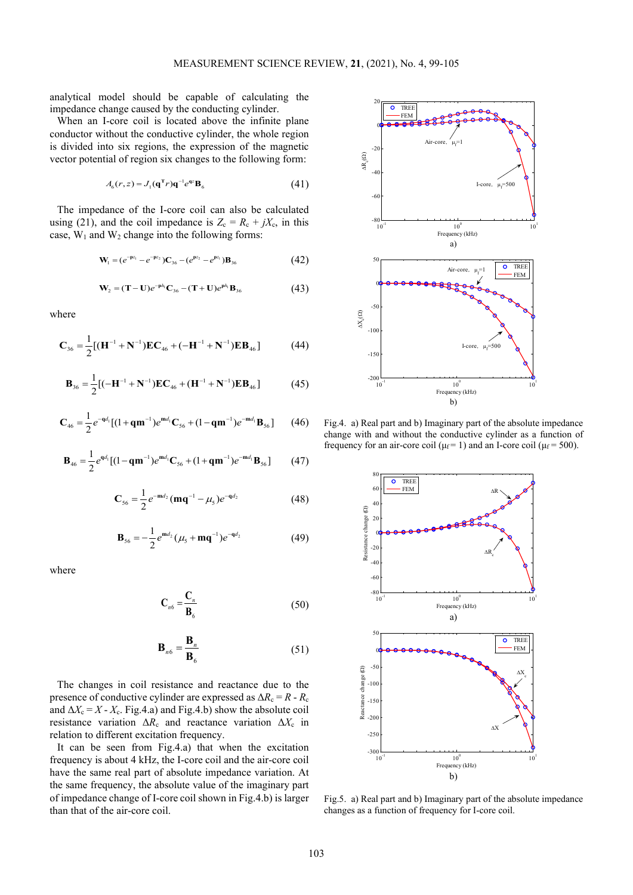analytical model should be capable of calculating the impedance change caused by the conducting cylinder.

When an I-core coil is located above the infinite plane conductor without the conductive cylinder, the whole region is divided into six regions, the expression of the magnetic vector potential of region six changes to the following form:

$$A_6(r,z) = J_1(\mathbf{q}^{\mathrm{T}} r)\mathbf{q}^{-1} e^{\mathbf{q}z}\mathbf{B}_6 \tag{41}$$

The impedance of the I-core coil can also be calculated using (21), and the coil impedance is $Z_c = R_c + jX_c$, in this case, $W_1$ and $W_2$ change into the following forms:

$$\mathbf{W}_1 = (e^{-\mathbf{p}z_1} - e^{-\mathbf{p}z_2})\mathbf{C}_{36} - (e^{\mathbf{p}z_2} - e^{\mathbf{p}z_1})\mathbf{B}_{36} \tag{42}$$

$$\mathbf{W}_2 = (\mathbf{T} - \mathbf{U})e^{-\mathbf{p}h}\mathbf{C}_{36} - (\mathbf{T} + \mathbf{U})e^{\mathbf{p}h}\mathbf{B}_{36} \tag{43}$$

where

$$\mathbf{C}_{36} = \frac{1}{2}[(\mathbf{H}^{-1} + \mathbf{N}^{-1})\mathbf{E}\mathbf{C}_{46} + (-\mathbf{H}^{-1} + \mathbf{N}^{-1})\mathbf{E}\mathbf{B}_{46}] \tag{44}$$

$$\mathbf{B}_{36} = \frac{1}{2}[(-\mathbf{H}^{-1} + \mathbf{N}^{-1})\mathbf{E}\mathbf{C}_{46} + (\mathbf{H}^{-1} + \mathbf{N}^{-1})\mathbf{E}\mathbf{B}_{46}] \tag{45}$$

$$\mathbf{C}_{46} = \frac{1}{2}e^{-\mathbf{q}d_1}[(1 + \mathbf{q}\mathbf{m}^{-1})e^{\mathbf{m}d_1}\mathbf{C}_{56} + (1 - \mathbf{q}\mathbf{m}^{-1})e^{-\mathbf{m}d_1}\mathbf{B}_{56}] \tag{46}$$

$$\mathbf{B}_{46} = \frac{1}{2}e^{\mathbf{q}d_1}[(1 - \mathbf{q}\mathbf{m}^{-1})e^{\mathbf{m}d_1}\mathbf{C}_{56} + (1 + \mathbf{q}\mathbf{m}^{-1})e^{-\mathbf{m}d_1}\mathbf{B}_{56}] \tag{47}$$

$$\mathbf{C}_{56} = \frac{1}{2}e^{-\mathbf{m}d_2}(\mathbf{m}\mathbf{q}^{-1} - \mu_5)e^{-\mathbf{q}d_2} \tag{48}$$

$$\mathbf{B}_{56} = -\frac{1}{2}e^{\mathbf{m}d_2}(\mu_5 + \mathbf{m}\mathbf{q}^{-1})e^{-\mathbf{q}d_2} \tag{49}$$

where

$$\mathbf{C}_{n6} = \frac{\mathbf{C}_n}{\mathbf{B}_6} \tag{50}$$

$$\mathbf{B}_{n6} = \frac{\mathbf{B}_n}{\mathbf{B}_6} \tag{51}$$

The changes in coil resistance and reactance due to the presence of conductive cylinder are expressed as $\Delta R_c = R - R_c$ and $\Delta X_c = X - X_c$. Fig.4.a) and Fig.4.b) show the absolute coil resistance variation $\Delta R_c$ and reactance variation $\Delta X_c$ in relation to different excitation frequency.

It can be seen from Fig.4.a) that when the excitation frequency is about 4 kHz, the I-core coil and the air-core coil have the same real part of absolute impedance variation. At the same frequency, the absolute value of the imaginary part of impedance change of I-core coil shown in Fig.4.b) is larger than that of the air-core coil.

Fig.4. a) Real part and b) Imaginary part of the absolute impedance change with and without the conductive cylinder as a function of frequency for an air-core coil ($\mu_f = 1$) and an I-core coil ($\mu_f = 500$).

Fig.5. a) Real part and b) Imaginary part of the absolute impedance changes as a function of frequency for I-core coil.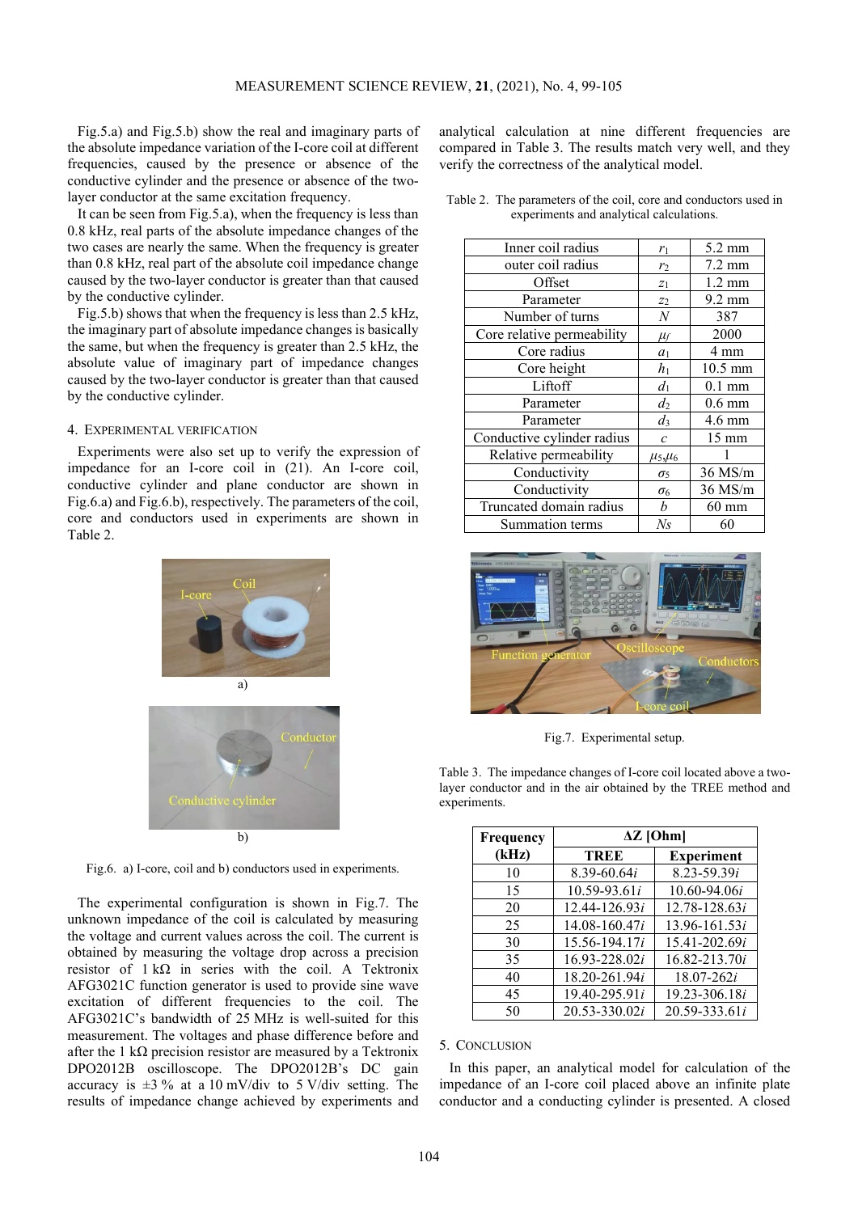Fig.5.a) and Fig.5.b) show the real and imaginary parts of the absolute impedance variation of the I-core coil at different frequencies, caused by the presence or absence of the conductive cylinder and the presence or absence of the two-layer conductor at the same excitation frequency.

It can be seen from Fig.5.a), when the frequency is less than 0.8 kHz, real parts of the absolute impedance changes of the two cases are nearly the same. When the frequency is greater than 0.8 kHz, real part of the absolute coil impedance change caused by the two-layer conductor is greater than that caused by the conductive cylinder.

Fig.5.b) shows that when the frequency is less than 2.5 kHz, the imaginary part of absolute impedance changes is basically the same, but when the frequency is greater than 2.5 kHz, the absolute value of imaginary part of impedance changes caused by the two-layer conductor is greater than that caused by the conductive cylinder.

## 4. Experimental verification

Experiments were also set up to verify the expression of impedance for an I-core coil in (21). An I-core coil, conductive cylinder and plane conductor are shown in Fig.6.a) and Fig.6.b), respectively. The parameters of the coil, core and conductors used in experiments are shown in Table 2.

Fig.6. a) I-core, coil and b) conductors used in experiments.

The experimental configuration is shown in Fig.7. The unknown impedance of the coil is calculated by measuring the voltage and the current values across the coil. The current is obtained by measuring the voltage drop across a precision resistor of 1 kΩ in series with the coil. A Tektronix AFG3021C function generator is used to provide sine wave excitation of different frequencies to the coil. The AFG3021C's bandwidth of 25 MHz is well-suited for this measurement. The voltages and phase difference before and after the 1 kΩ precision resistor are measured by a Tektronix DPO2012B oscilloscope. The DPO2012B's DC gain accuracy is ±3 % at a 10 mV/div to 5 V/div setting. The results of impedance change achieved by experiments and analytical calculation at nine different frequencies are compared in Table 3. The results match very well, and they verify the correctness of the analytical model.

Table 2. The parameters of the coil, core and conductors used in experiments and analytical calculations.

| | | |
|---|---|---|
| Inner coil radius | $r_1$ | 5.2 mm |
| outer coil radius | $r_2$ | 7.2 mm |
| Offset | $z_1$ | 1.2 mm |
| Parameter | $z_2$ | 9.2 mm |
| Number of turns | $N$ | 387 |
| Core relative permeability | $\mu_f$ | 2000 |
| Core radius | $a_1$ | 4 mm |
| Core height | $h_1$ | 10.5 mm |
| Liftoff | $d_1$ | 0.1 mm |
| Parameter | $d_2$ | 0.6 mm |
| Parameter | $d_3$ | 4.6 mm |
| Conductive cylinder radius | $c$ | 15 mm |
| Relative permeability | $\mu_5$,$\mu_6$ | 1 |
| Conductivity | $\sigma_5$ | 36 MS/m |
| Conductivity | $\sigma_6$ | 36 MS/m |
| Truncated domain radius | $b$ | 60 mm |
| Summation terms | $Ns$ | 60 |

Fig.7. Experimental setup.

Table 3. The impedance changes of I-core coil located above a two-layer conductor and in the air obtained by the TREE method and experiments.

| **Frequency (kHz)** | **ΔZ [Ohm]** | |
|---|---|---|
| | **TREE** | **Experiment** |
| 10 | 8.39-60.64$i$ | 8.23-59.39$i$ |
| 15 | 10.59-93.61$i$ | 10.60-94.06$i$ |
| 20 | 12.44-126.93$i$ | 12.78-128.63$i$ |
| 25 | 14.08-160.47$i$ | 13.96-161.53$i$ |
| 30 | 15.56-194.17$i$ | 15.41-202.69$i$ |
| 35 | 16.93-228.02$i$ | 16.82-213.70$i$ |
| 40 | 18.20-261.94$i$ | 18.07-262$i$ |
| 45 | 19.40-295.91$i$ | 19.23-306.18$i$ |
| 50 | 20.53-330.02$i$ | 20.59-333.61$i$ |

## 5. Conclusion

In this paper, an analytical model for calculation of the impedance of an I-core coil placed above an infinite plate conductor and a conducting cylinder is presented. A closed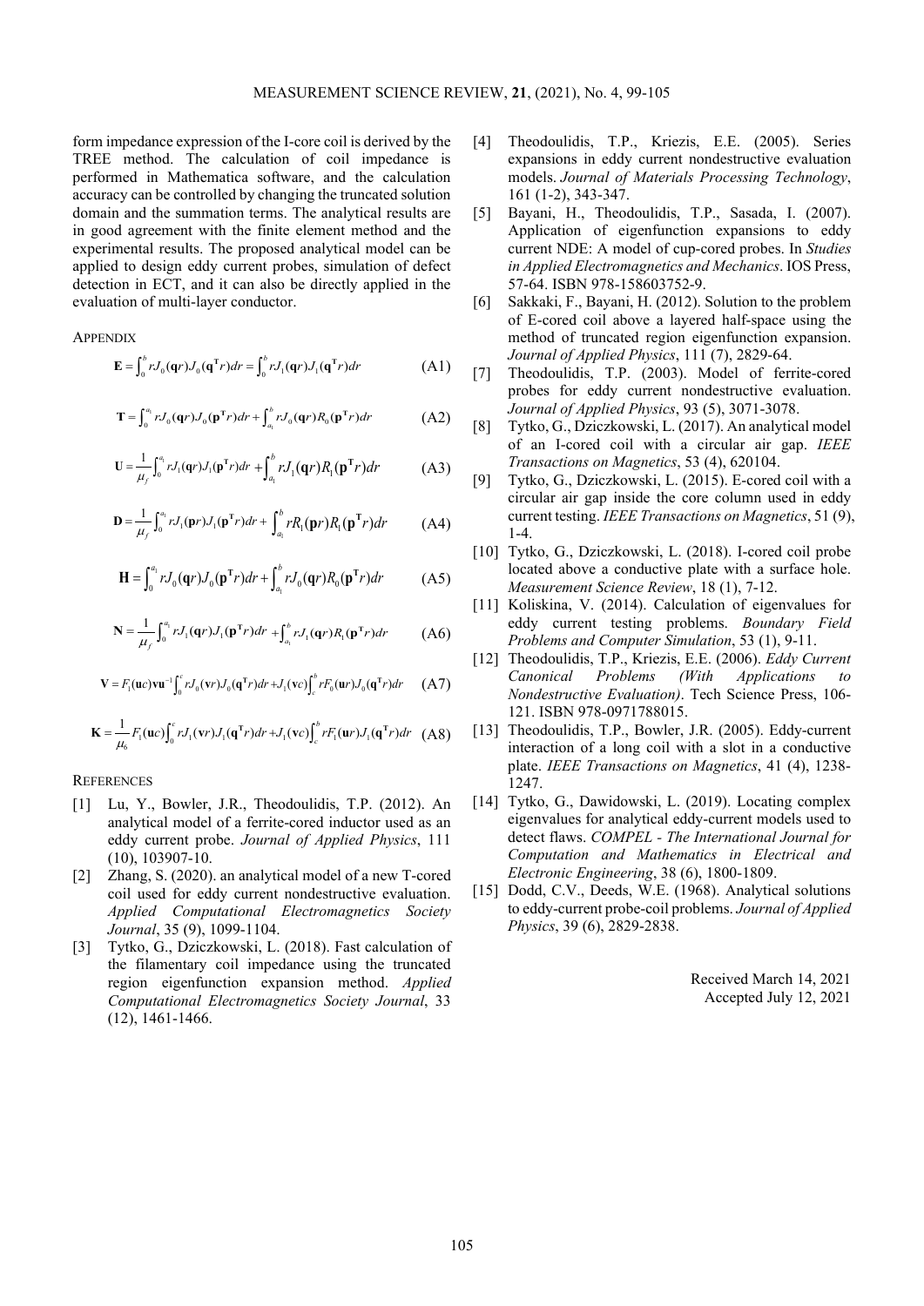form impedance expression of the I-core coil is derived by the TREE method. The calculation of coil impedance is performed in Mathematica software, and the calculation accuracy can be controlled by changing the truncated solution domain and the summation terms. The analytical results are in good agreement with the finite element method and the experimental results. The proposed analytical model can be applied to design eddy current probes, simulation of defect detection in ECT, and it can also be directly applied in the evaluation of multi-layer conductor.

## APPENDIX

$$\mathbf{E} = \int_0^b rJ_0(\mathbf{q}r)J_0(\mathbf{q}^{\mathbf{T}}r)dr = \int_0^b rJ_1(\mathbf{q}r)J_1(\mathbf{q}^{\mathbf{T}}r)dr \tag{A1}$$

$$\mathbf{T} = \int_0^{a_1} rJ_0(\mathbf{q}r)J_0(\mathbf{p}^{\mathbf{T}}r)dr + \int_{a_1}^b rJ_0(\mathbf{q}r)R_0(\mathbf{p}^{\mathbf{T}}r)dr \tag{A2}$$

$$\mathbf{U} = \frac{1}{\mu_f}\int_0^{a_1} rJ_1(\mathbf{q}r)J_1(\mathbf{p}^{\mathbf{T}}r)dr + \int_{a_1}^b rJ_1(\mathbf{q}r)R_1(\mathbf{p}^{\mathbf{T}}r)dr \tag{A3}$$

$$\mathbf{D} = \frac{1}{\mu_f}\int_0^{a_1} rJ_1(\mathbf{p}r)J_1(\mathbf{p}^{\mathbf{T}}r)dr + \int_{a_1}^b rR_1(\mathbf{p}r)R_1(\mathbf{p}^{\mathbf{T}}r)dr \tag{A4}$$

$$\mathbf{H} = \int_0^{a_1} rJ_0(\mathbf{q}r)J_0(\mathbf{p}^{\mathbf{T}}r)dr + \int_{a_1}^b rJ_0(\mathbf{q}r)R_0(\mathbf{p}^{\mathbf{T}}r)dr \tag{A5}$$

$$\mathbf{N} = \frac{1}{\mu_f}\int_0^{a_1} rJ_1(\mathbf{q}r)J_1(\mathbf{p}^{\mathbf{T}}r)dr + \int_{a_1}^b rJ_1(\mathbf{q}r)R_1(\mathbf{p}^{\mathbf{T}}r)dr \tag{A6}$$

$$\mathbf{V} = F_1(\mathbf{u}c)\mathbf{v}\mathbf{u}^{-1}\int_0^c rJ_0(\mathbf{v}r)J_0(\mathbf{q}^{\mathbf{T}}r)dr + J_1(\mathbf{v}c)\int_c^b rF_0(\mathbf{u}r)J_0(\mathbf{q}^{\mathbf{T}}r)dr \tag{A7}$$

$$\mathbf{K} = \frac{1}{\mu_6}F_1(\mathbf{u}c)\int_0^c rJ_1(\mathbf{v}r)J_1(\mathbf{q}^{\mathbf{T}}r)dr + J_1(\mathbf{v}c)\int_c^b rF_1(\mathbf{u}r)J_1(\mathbf{q}^{\mathbf{T}}r)dr \tag{A8}$$

## REFERENCES

[1] Lu, Y., Bowler, J.R., Theodoulidis, T.P. (2012). An analytical model of a ferrite-cored inductor used as an eddy current probe. *Journal of Applied Physics*, 111 (10), 103907-10.

[2] Zhang, S. (2020). an analytical model of a new T-cored coil used for eddy current nondestructive evaluation. *Applied Computational Electromagnetics Society Journal*, 35 (9), 1099-1104.

[3] Tytko, G., Dziczkowski, L. (2018). Fast calculation of the filamentary coil impedance using the truncated region eigenfunction expansion method. *Applied Computational Electromagnetics Society Journal*, 33 (12), 1461-1466.

[4] Theodoulidis, T.P., Kriezis, E.E. (2005). Series expansions in eddy current nondestructive evaluation models. *Journal of Materials Processing Technology*, 161 (1-2), 343-347.

[5] Bayani, H., Theodoulidis, T.P., Sasada, I. (2007). Application of eigenfunction expansions to eddy current NDE: A model of cup-cored probes. In *Studies in Applied Electromagnetics and Mechanics*. IOS Press, 57-64. ISBN 978-158603752-9.

[6] Sakkaki, F., Bayani, H. (2012). Solution to the problem of E-cored coil above a layered half-space using the method of truncated region eigenfunction expansion. *Journal of Applied Physics*, 111 (7), 2829-64.

[7] Theodoulidis, T.P. (2003). Model of ferrite-cored probes for eddy current nondestructive evaluation. *Journal of Applied Physics*, 93 (5), 3071-3078.

[8] Tytko, G., Dziczkowski, L. (2017). An analytical model of an I-cored coil with a circular air gap. *IEEE Transactions on Magnetics*, 53 (4), 620104.

[9] Tytko, G., Dziczkowski, L. (2015). E-cored coil with a circular air gap inside the core column used in eddy current testing. *IEEE Transactions on Magnetics*, 51 (9), 1-4.

[10] Tytko, G., Dziczkowski, L. (2018). I-cored coil probe located above a conductive plate with a surface hole. *Measurement Science Review*, 18 (1), 7-12.

[11] Koliskina, V. (2014). Calculation of eigenvalues for eddy current testing problems. *Boundary Field Problems and Computer Simulation*, 53 (1), 9-11.

[12] Theodoulidis, T.P., Kriezis, E.E. (2006). *Eddy Current Canonical Problems (With Applications to Nondestructive Evaluation)*. Tech Science Press, 106-121. ISBN 978-0971788015.

[13] Theodoulidis, T.P., Bowler, J.R. (2005). Eddy-current interaction of a long coil with a slot in a conductive plate. *IEEE Transactions on Magnetics*, 41 (4), 1238-1247.

[14] Tytko, G., Dawidowski, L. (2019). Locating complex eigenvalues for analytical eddy-current models used to detect flaws. *COMPEL - The International Journal for Computation and Mathematics in Electrical and Electronic Engineering*, 38 (6), 1800-1809.

[15] Dodd, C.V., Deeds, W.E. (1968). Analytical solutions to eddy-current probe-coil problems. *Journal of Applied Physics*, 39 (6), 2829-2838.

Received March 14, 2021
Accepted July 12, 2021